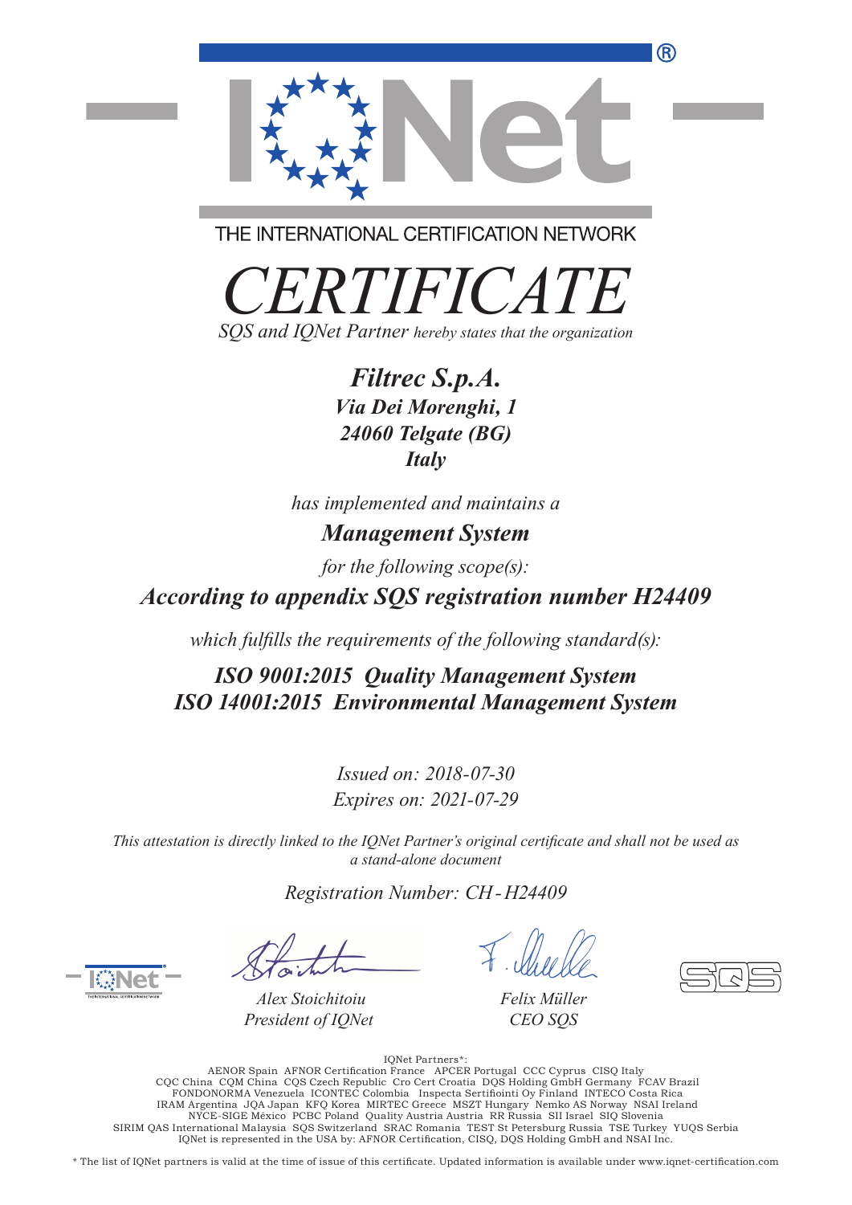THE INTERNATIONAL CERTIFICATION NETWORK

# *CERTIFICATE*

*SQS and IQNet Partner hereby states that the organization*

***Filtrec S.p.A.***
***Via Dei Morenghi, 1***
***24060 Telgate (BG)***
***Italy***

*has implemented and maintains a*

***Management System***

*for the following scope(s):*

***According to appendix SQS registration number H24409***

*which fulfills the requirements of the following standard(s):*

***ISO 9001:2015 Quality Management System***
***ISO 14001:2015 Environmental Management System***

*Issued on: 2018-07-30*
*Expires on: 2021-07-29*

*This attestation is directly linked to the IQNet Partner's original certificate and shall not be used as a stand-alone document*

*Registration Number: CH-H24409*

*Alex Stoichitoiu*
*President of IQNet*

*Felix Müller*
*CEO SQS*

IQNet Partners*:
AENOR Spain AFNOR Certification France APCER Portugal CCC Cyprus CISQ Italy
CQC China CQM China CQS Czech Republic Cro Cert Croatia DQS Holding GmbH Germany FCAV Brazil
FONDONORMA Venezuela ICONTEC Colombia Inspecta Sertifiointi Oy Finland INTECO Costa Rica
IRAM Argentina JQA Japan KFQ Korea MIRTEC Greece MSZT Hungary Nemko AS Norway NSAI Ireland
NYCE-SIGE México PCBC Poland Quality Austria Austria RR Russia SII Israel SIQ Slovenia
SIRIM QAS International Malaysia SQS Switzerland SRAC Romania TEST St Petersburg Russia TSE Turkey YUQS Serbia
IQNet is represented in the USA by: AFNOR Certification, CISQ, DQS Holding GmbH and NSAI Inc.

* The list of IQNet partners is valid at the time of issue of this certificate. Updated information is available under www.iqnet-certification.com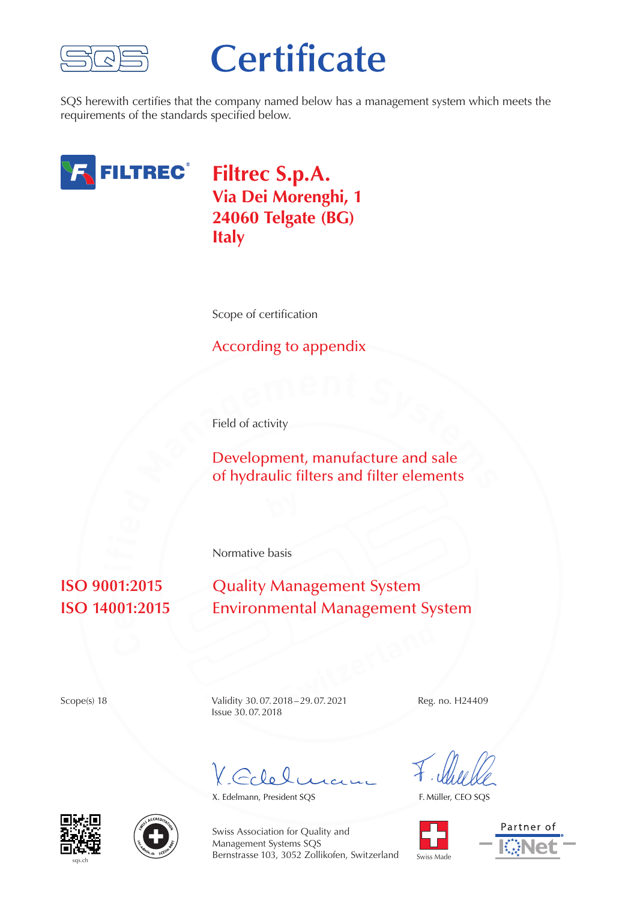# Certificate

SQS herewith certifies that the company named below has a management system which meets the requirements of the standards specified below.

**Filtrec S.p.A.**
**Via Dei Morenghi, 1**
**24060 Telgate (BG)**
**Italy**

Scope of certification

According to appendix

Field of activity

Development, manufacture and sale
of hydraulic filters and filter elements

Normative basis

| | |
|---|---|
| **ISO 9001:2015** | Quality Management System |
| **ISO 14001:2015** | Environmental Management System |

Scope(s) 18

Validity 30. 07. 2018 – 29. 07. 2021
Issue 30. 07. 2018

Reg. no. H24409

X. Edelmann, President SQS

F. Müller, CEO SQS

sqs.ch

Swiss Association for Quality and Management Systems SQS
Bernstrasse 103, 3052 Zollikofen, Switzerland

Swiss Made

Partner of IQNet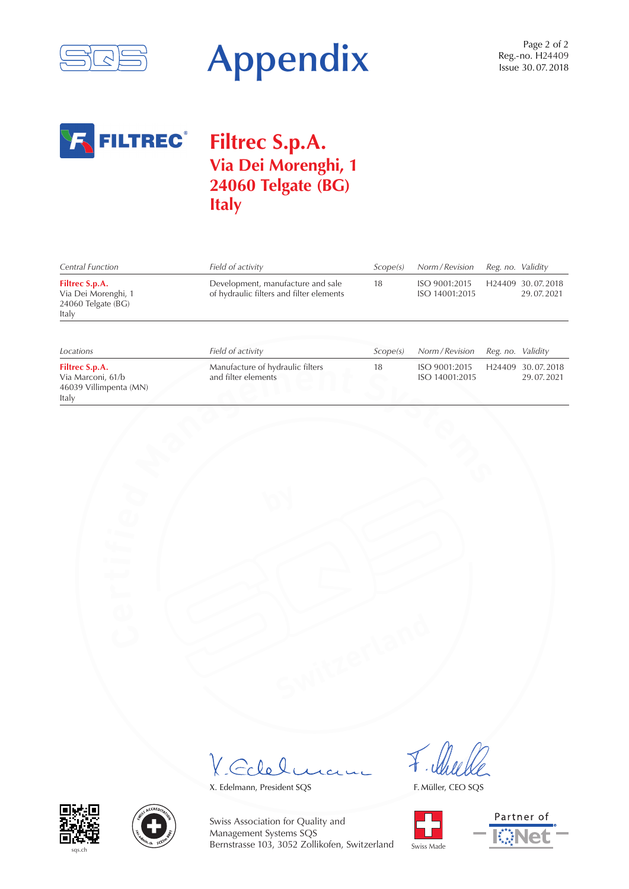# Appendix

Page 2 of 2
Reg.-no. H24409
Issue 30. 07. 2018

## Filtrec S.p.A.
## Via Dei Morenghi, 1
## 24060 Telgate (BG)
## Italy

| *Central Function* | *Field of activity* | *Scope(s)* | *Norm / Revision* | *Reg. no.* | *Validity* |
|---|---|---|---|---|---|
| **Filtrec S.p.A.** Via Dei Morenghi, 1 24060 Telgate (BG) Italy | Development, manufacture and sale of hydraulic filters and filter elements | 18 | ISO 9001:2015 ISO 14001:2015 | H24409 | 30. 07. 2018 29. 07. 2021 |

| *Locations* | *Field of activity* | *Scope(s)* | *Norm / Revision* | *Reg. no.* | *Validity* |
|---|---|---|---|---|---|
| **Filtrec S.p.A.** Via Marconi, 61/b 46039 Villimpenta (MN) Italy | Manufacture of hydraulic filters and filter elements | 18 | ISO 9001:2015 ISO 14001:2015 | H24409 | 30. 07. 2018 29. 07. 2021 |

X. Edelmann, President SQS

F. Müller, CEO SQS

Swiss Association for Quality and Management Systems SQS
Bernstrasse 103, 3052 Zollikofen, Switzerland

sqs.ch

Swiss Made

Partner of IQNet